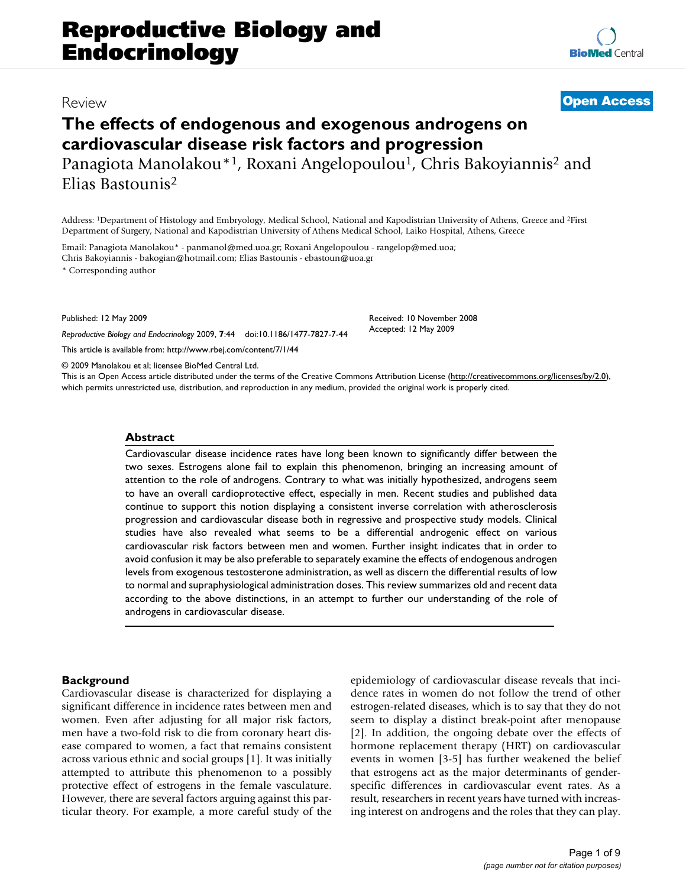Review

**Open Access**

# The effects of endogenous and exogenous androgens on cardiovascular disease risk factors and progression

Panagiota Manolakou*[1], Roxani Angelopoulou[1], Chris Bakoyiannis[2] and Elias Bastounis[2]

Address: [1]Department of Histology and Embryology, Medical School, National and Kapodistrian University of Athens, Greece and [2]First Department of Surgery, National and Kapodistrian University of Athens Medical School, Laiko Hospital, Athens, Greece

Email: Panagiota Manolakou* - panmanol@med.uoa.gr; Roxani Angelopoulou - rangelop@med.uoa; Chris Bakoyiannis - bakogian@hotmail.com; Elias Bastounis - ebastoun@uoa.gr

\* Corresponding author

Published: 12 May 2009

*Reproductive Biology and Endocrinology* 2009, **7**:44 doi:10.1186/1477-7827-7-44

Received: 10 November 2008
Accepted: 12 May 2009

This article is available from: http://www.rbej.com/content/7/1/44

© 2009 Manolakou et al; licensee BioMed Central Ltd.

This is an Open Access article distributed under the terms of the Creative Commons Attribution License (http://creativecommons.org/licenses/by/2.0), which permits unrestricted use, distribution, and reproduction in any medium, provided the original work is properly cited.

## Abstract

Cardiovascular disease incidence rates have long been known to significantly differ between the two sexes. Estrogens alone fail to explain this phenomenon, bringing an increasing amount of attention to the role of androgens. Contrary to what was initially hypothesized, androgens seem to have an overall cardioprotective effect, especially in men. Recent studies and published data continue to support this notion displaying a consistent inverse correlation with atherosclerosis progression and cardiovascular disease both in regressive and prospective study models. Clinical studies have also revealed what seems to be a differential androgenic effect on various cardiovascular risk factors between men and women. Further insight indicates that in order to avoid confusion it may be also preferable to separately examine the effects of endogenous androgen levels from exogenous testosterone administration, as well as discern the differential results of low to normal and supraphysiological administration doses. This review summarizes old and recent data according to the above distinctions, in an attempt to further our understanding of the role of androgens in cardiovascular disease.

## Background

Cardiovascular disease is characterized for displaying a significant difference in incidence rates between men and women. Even after adjusting for all major risk factors, men have a two-fold risk to die from coronary heart disease compared to women, a fact that remains consistent across various ethnic and social groups [1]. It was initially attempted to attribute this phenomenon to a possibly protective effect of estrogens in the female vasculature. However, there are several factors arguing against this particular theory. For example, a more careful study of the epidemiology of cardiovascular disease reveals that incidence rates in women do not follow the trend of other estrogen-related diseases, which is to say that they do not seem to display a distinct break-point after menopause [2]. In addition, the ongoing debate over the effects of hormone replacement therapy (HRT) on cardiovascular events in women [3-5] has further weakened the belief that estrogens act as the major determinants of gender-specific differences in cardiovascular event rates. As a result, researchers in recent years have turned with increasing interest on androgens and the roles that they can play.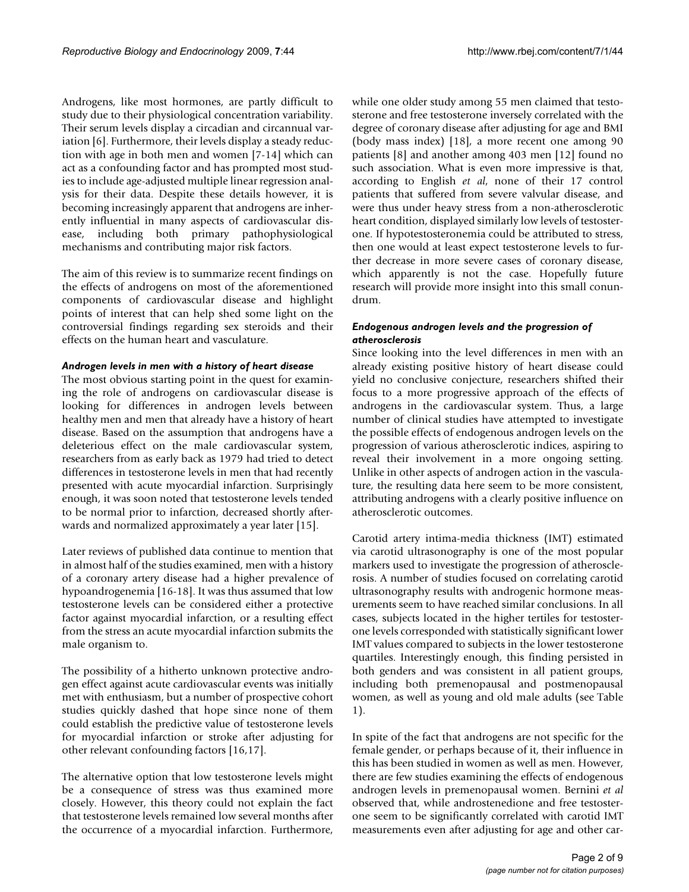Androgens, like most hormones, are partly difficult to study due to their physiological concentration variability. Their serum levels display a circadian and circannual variation [6]. Furthermore, their levels display a steady reduction with age in both men and women [7-14] which can act as a confounding factor and has prompted most studies to include age-adjusted multiple linear regression analysis for their data. Despite these details however, it is becoming increasingly apparent that androgens are inherently influential in many aspects of cardiovascular disease, including both primary pathophysiological mechanisms and contributing major risk factors.

The aim of this review is to summarize recent findings on the effects of androgens on most of the aforementioned components of cardiovascular disease and highlight points of interest that can help shed some light on the controversial findings regarding sex steroids and their effects on the human heart and vasculature.

#### *Androgen levels in men with a history of heart disease*

The most obvious starting point in the quest for examining the role of androgens on cardiovascular disease is looking for differences in androgen levels between healthy men and men that already have a history of heart disease. Based on the assumption that androgens have a deleterious effect on the male cardiovascular system, researchers from as early back as 1979 had tried to detect differences in testosterone levels in men that had recently presented with acute myocardial infarction. Surprisingly enough, it was soon noted that testosterone levels tended to be normal prior to infarction, decreased shortly afterwards and normalized approximately a year later [15].

Later reviews of published data continue to mention that in almost half of the studies examined, men with a history of a coronary artery disease had a higher prevalence of hypoandrogenemia [16-18]. It was thus assumed that low testosterone levels can be considered either a protective factor against myocardial infarction, or a resulting effect from the stress an acute myocardial infarction submits the male organism to.

The possibility of a hitherto unknown protective androgen effect against acute cardiovascular events was initially met with enthusiasm, but a number of prospective cohort studies quickly dashed that hope since none of them could establish the predictive value of testosterone levels for myocardial infarction or stroke after adjusting for other relevant confounding factors [16,17].

The alternative option that low testosterone levels might be a consequence of stress was thus examined more closely. However, this theory could not explain the fact that testosterone levels remained low several months after the occurrence of a myocardial infarction. Furthermore, while one older study among 55 men claimed that testosterone and free testosterone inversely correlated with the degree of coronary disease after adjusting for age and BMI (body mass index) [18], a more recent one among 90 patients [8] and another among 403 men [12] found no such association. What is even more impressive is that, according to English *et al*, none of their 17 control patients that suffered from severe valvular disease, and were thus under heavy stress from a non-atherosclerotic heart condition, displayed similarly low levels of testosterone. If hypotestosteronemia could be attributed to stress, then one would at least expect testosterone levels to further decrease in more severe cases of coronary disease, which apparently is not the case. Hopefully future research will provide more insight into this small conundrum.

#### *Endogenous androgen levels and the progression of atherosclerosis*

Since looking into the level differences in men with an already existing positive history of heart disease could yield no conclusive conjecture, researchers shifted their focus to a more progressive approach of the effects of androgens in the cardiovascular system. Thus, a large number of clinical studies have attempted to investigate the possible effects of endogenous androgen levels on the progression of various atherosclerotic indices, aspiring to reveal their involvement in a more ongoing setting. Unlike in other aspects of androgen action in the vasculature, the resulting data here seem to be more consistent, attributing androgens with a clearly positive influence on atherosclerotic outcomes.

Carotid artery intima-media thickness (IMT) estimated via carotid ultrasonography is one of the most popular markers used to investigate the progression of atherosclerosis. A number of studies focused on correlating carotid ultrasonography results with androgenic hormone measurements seem to have reached similar conclusions. In all cases, subjects located in the higher tertiles for testosterone levels corresponded with statistically significant lower IMT values compared to subjects in the lower testosterone quartiles. Interestingly enough, this finding persisted in both genders and was consistent in all patient groups, including both premenopausal and postmenopausal women, as well as young and old male adults (see Table 1).

In spite of the fact that androgens are not specific for the female gender, or perhaps because of it, their influence in this has been studied in women as well as men. However, there are few studies examining the effects of endogenous androgen levels in premenopausal women. Bernini *et al* observed that, while androstenedione and free testosterone seem to be significantly correlated with carotid IMT measurements even after adjusting for age and other car-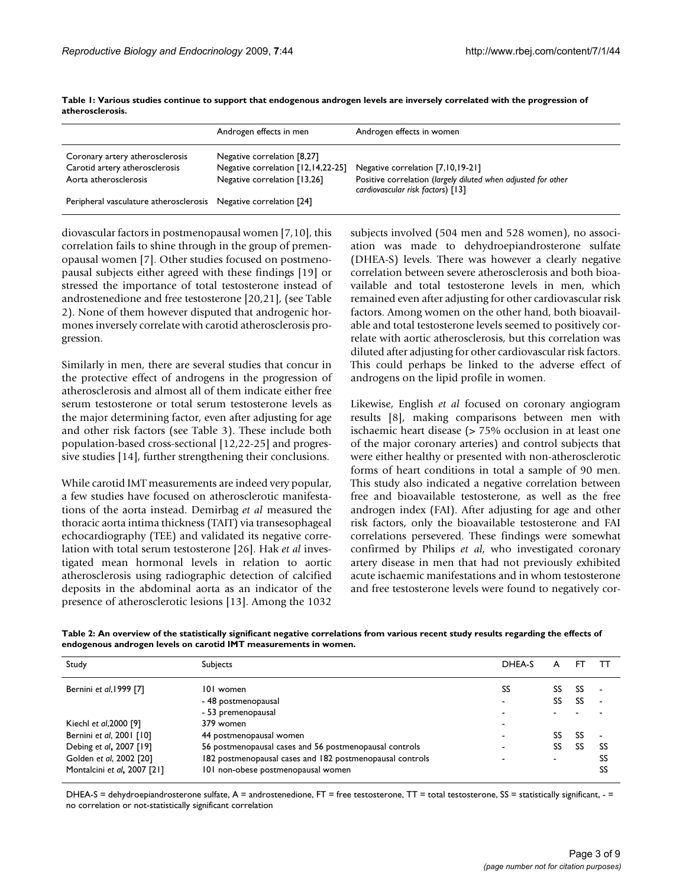**Table 1: Various studies continue to support that endogenous androgen levels are inversely correlated with the progression of atherosclerosis.**

| | Androgen effects in men | Androgen effects in women |
|---|---|---|
| Coronary artery atherosclerosis | Negative correlation [8,27] | |
| Carotid artery atherosclerosis | Negative correlation [12,14,22-25] | Negative correlation [7,10,19-21] |
| Aorta atherosclerosis | Negative correlation [13,26] | Positive correlation (*largely diluted when adjusted for other cardiovascular risk factors*) [13] |
| Peripheral vasculature atherosclerosis | Negative correlation [24] | |

diovascular factors in postmenopausal women [7,10], this correlation fails to shine through in the group of premenopausal women [7]. Other studies focused on postmenopausal subjects either agreed with these findings [19] or stressed the importance of total testosterone instead of androstenedione and free testosterone [20,21], (see Table 2). None of them however disputed that androgenic hormones inversely correlate with carotid atherosclerosis progression.

Similarly in men, there are several studies that concur in the protective effect of androgens in the progression of atherosclerosis and almost all of them indicate either free serum testosterone or total serum testosterone levels as the major determining factor, even after adjusting for age and other risk factors (see Table 3). These include both population-based cross-sectional [12,22-25] and progressive studies [14], further strengthening their conclusions.

While carotid IMT measurements are indeed very popular, a few studies have focused on atherosclerotic manifestations of the aorta instead. Demirbag *et al* measured the thoracic aorta intima thickness (TAIT) via transesophageal echocardiography (TEE) and validated its negative correlation with total serum testosterone [26]. Hak *et al* investigated mean hormonal levels in relation to aortic atherosclerosis using radiographic detection of calcified deposits in the abdominal aorta as an indicator of the presence of atherosclerotic lesions [13]. Among the 1032 subjects involved (504 men and 528 women), no association was made to dehydroepiandrosterone sulfate (DHEA-S) levels. There was however a clearly negative correlation between severe atherosclerosis and both bioavailable and total testosterone levels in men, which remained even after adjusting for other cardiovascular risk factors. Among women on the other hand, both bioavailable and total testosterone levels seemed to positively correlate with aortic atherosclerosis, but this correlation was diluted after adjusting for other cardiovascular risk factors. This could perhaps be linked to the adverse effect of androgens on the lipid profile in women.

Likewise, English *et al* focused on coronary angiogram results [8], making comparisons between men with ischaemic heart disease (> 75% occlusion in at least one of the major coronary arteries) and control subjects that were either healthy or presented with non-atherosclerotic forms of heart conditions in total a sample of 90 men. This study also indicated a negative correlation between free and bioavailable testosterone, as well as the free androgen index (FAI). After adjusting for age and other risk factors, only the bioavailable testosterone and FAI correlations persevered. These findings were somewhat confirmed by Philips *et al*, who investigated coronary artery disease in men that had not previously exhibited acute ischaemic manifestations and in whom testosterone and free testosterone levels were found to negatively cor-

**Table 2: An overview of the statistically significant negative correlations from various recent study results regarding the effects of endogenous androgen levels on carotid IMT measurements in women.**

| Study | Subjects | DHEA-S | A | FT | TT |
|---|---|---|---|---|---|
| Bernini *et al*,1999 [7] | 101 women | SS | SS | SS | - |
| | - 48 postmenopausal | - | SS | SS | - |
| | - 53 premenopausal | - | - | - | - |
| Kiechl *et al*,2000 [9] | 379 women | - | | | |
| Bernini *et al*, 2001 [10] | 44 postmenopausal women | - | SS | SS | - |
| Debing *et al*, 2007 [19] | 56 postmenopausal cases and 56 postmenopausal controls | - | SS | SS | SS |
| Golden *et al*, 2002 [20] | 182 postmenopausal cases and 182 postmenopausal controls | - | - | | SS |
| Montalcini *et al*, 2007 [21] | 101 non-obese postmenopausal women | | | | SS |

DHEA-S = dehydroepiandrosterone sulfate, A = androstenedione, FT = free testosterone, TT = total testosterone, SS = statistically significant, - = no correlation or not-statistically significant correlation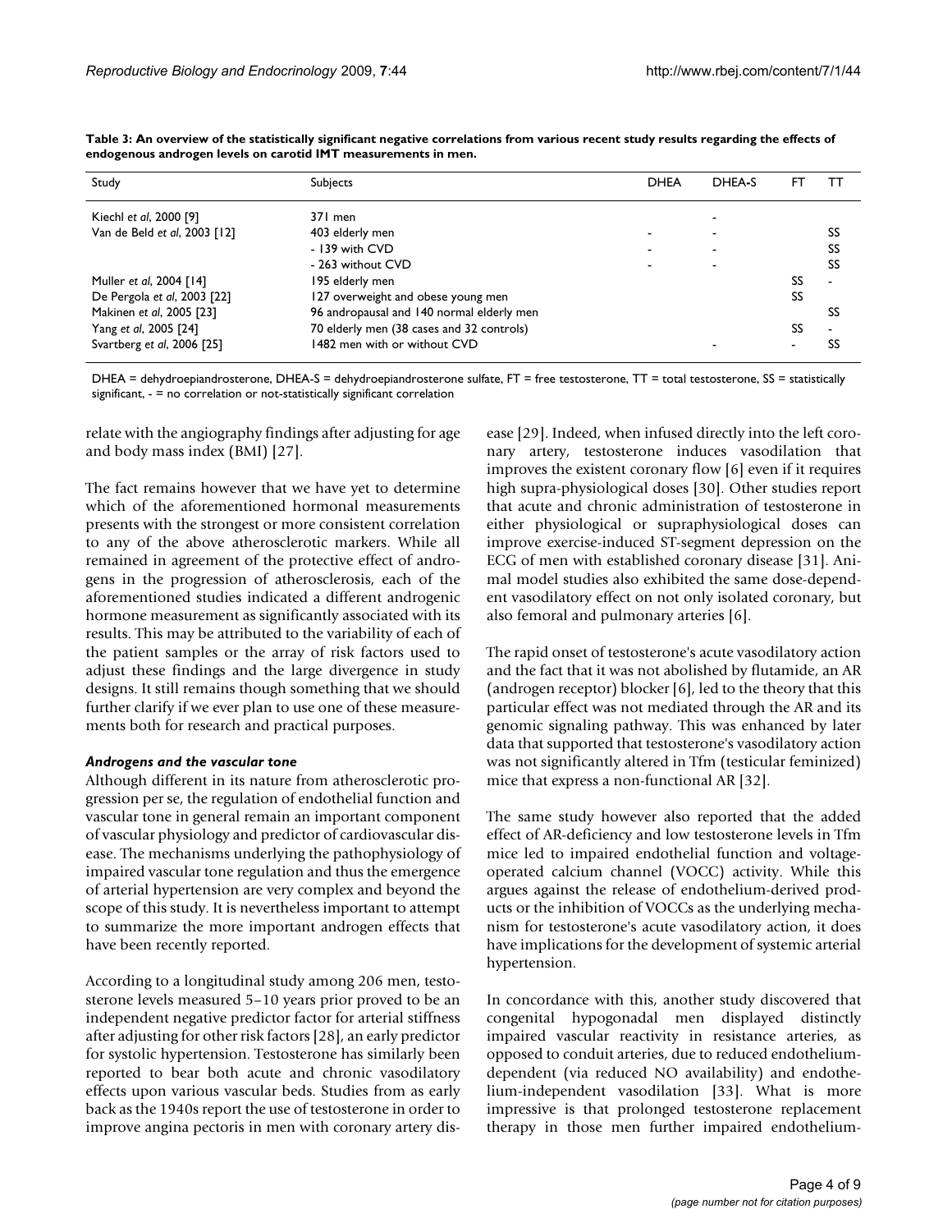**Table 3: An overview of the statistically significant negative correlations from various recent study results regarding the effects of endogenous androgen levels on carotid IMT measurements in men.**

| Study | Subjects | DHEA | DHEA-S | FT | TT |
|---|---|---|---|---|---|
| Kiechl *et al*, 2000 [9] | 371 men | | - | | |
| Van de Beld *et al*, 2003 [12] | 403 elderly men | - | - | | SS |
| | - 139 with CVD | - | - | | SS |
| | - 263 without CVD | - | - | | SS |
| Muller *et al*, 2004 [14] | 195 elderly men | | | SS | - |
| De Pergola *et al*, 2003 [22] | 127 overweight and obese young men | | | SS | |
| Makinen *et al*, 2005 [23] | 96 andropausal and 140 normal elderly men | | | | SS |
| Yang *et al*, 2005 [24] | 70 elderly men (38 cases and 32 controls) | | | SS | - |
| Svartberg *et al*, 2006 [25] | 1482 men with or without CVD | | - | - | SS |

DHEA = dehydroepiandrosterone, DHEA-S = dehydroepiandrosterone sulfate, FT = free testosterone, TT = total testosterone, SS = statistically significant, - = no correlation or not-statistically significant correlation

relate with the angiography findings after adjusting for age and body mass index (BMI) [27].

The fact remains however that we have yet to determine which of the aforementioned hormonal measurements presents with the strongest or more consistent correlation to any of the above atherosclerotic markers. While all remained in agreement of the protective effect of androgens in the progression of atherosclerosis, each of the aforementioned studies indicated a different androgenic hormone measurement as significantly associated with its results. This may be attributed to the variability of each of the patient samples or the array of risk factors used to adjust these findings and the large divergence in study designs. It still remains though something that we should further clarify if we ever plan to use one of these measurements both for research and practical purposes.

### *Androgens and the vascular tone*

Although different in its nature from atherosclerotic progression per se, the regulation of endothelial function and vascular tone in general remain an important component of vascular physiology and predictor of cardiovascular disease. The mechanisms underlying the pathophysiology of impaired vascular tone regulation and thus the emergence of arterial hypertension are very complex and beyond the scope of this study. It is nevertheless important to attempt to summarize the more important androgen effects that have been recently reported.

According to a longitudinal study among 206 men, testosterone levels measured 5–10 years prior proved to be an independent negative predictor factor for arterial stiffness after adjusting for other risk factors [28], an early predictor for systolic hypertension. Testosterone has similarly been reported to bear both acute and chronic vasodilatory effects upon various vascular beds. Studies from as early back as the 1940s report the use of testosterone in order to improve angina pectoris in men with coronary artery disease [29]. Indeed, when infused directly into the left coronary artery, testosterone induces vasodilation that improves the existent coronary flow [6] even if it requires high supra-physiological doses [30]. Other studies report that acute and chronic administration of testosterone in either physiological or supraphysiological doses can improve exercise-induced ST-segment depression on the ECG of men with established coronary disease [31]. Animal model studies also exhibited the same dose-dependent vasodilatory effect on not only isolated coronary, but also femoral and pulmonary arteries [6].

The rapid onset of testosterone's acute vasodilatory action and the fact that it was not abolished by flutamide, an AR (androgen receptor) blocker [6], led to the theory that this particular effect was not mediated through the AR and its genomic signaling pathway. This was enhanced by later data that supported that testosterone's vasodilatory action was not significantly altered in Tfm (testicular feminized) mice that express a non-functional AR [32].

The same study however also reported that the added effect of AR-deficiency and low testosterone levels in Tfm mice led to impaired endothelial function and voltage-operated calcium channel (VOCC) activity. While this argues against the release of endothelium-derived products or the inhibition of VOCCs as the underlying mechanism for testosterone's acute vasodilatory action, it does have implications for the development of systemic arterial hypertension.

In concordance with this, another study discovered that congenital hypogonadal men displayed distinctly impaired vascular reactivity in resistance arteries, as opposed to conduit arteries, due to reduced endothelium-dependent (via reduced NO availability) and endothelium-independent vasodilation [33]. What is more impressive is that prolonged testosterone replacement therapy in those men further impaired endothelium-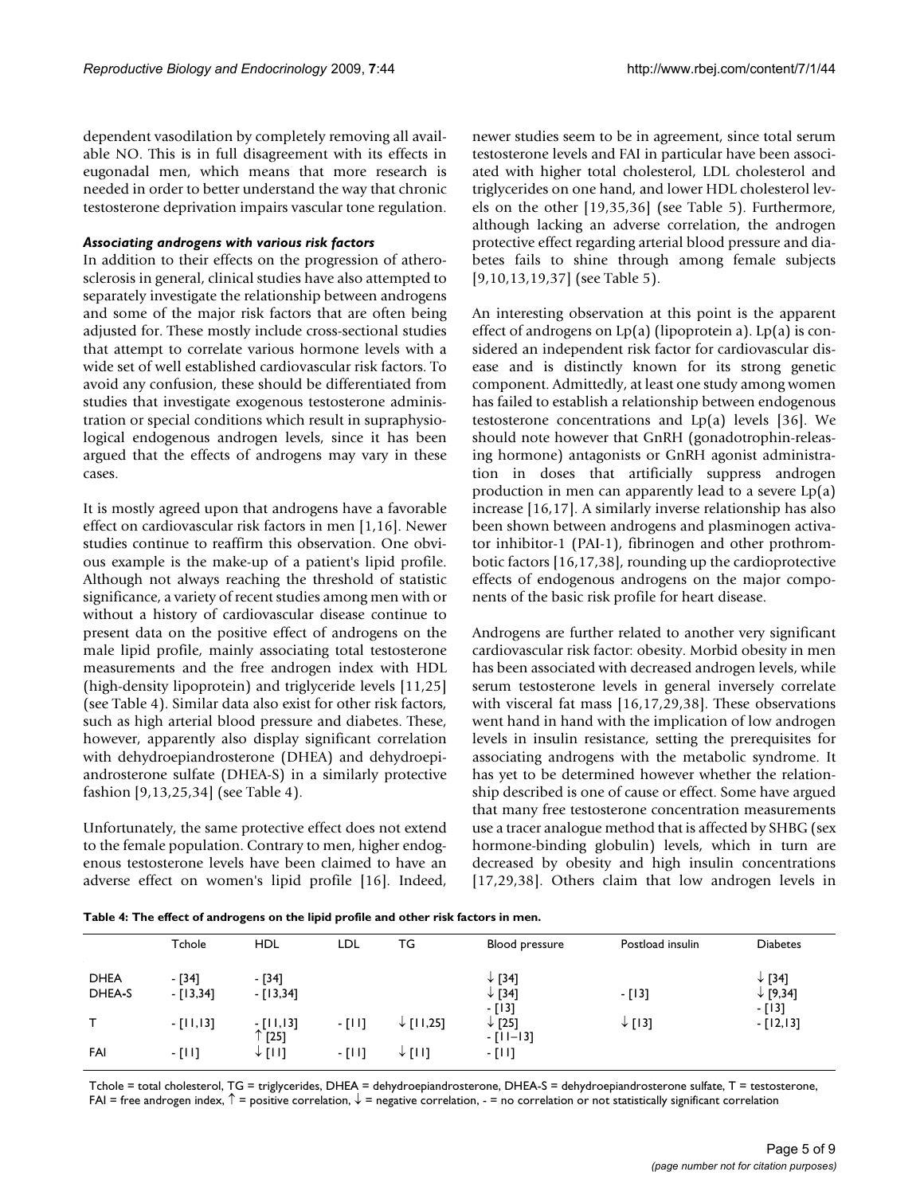dependent vasodilation by completely removing all available NO. This is in full disagreement with its effects in eugonadal men, which means that more research is needed in order to better understand the way that chronic testosterone deprivation impairs vascular tone regulation.

### *Associating androgens with various risk factors*

In addition to their effects on the progression of atherosclerosis in general, clinical studies have also attempted to separately investigate the relationship between androgens and some of the major risk factors that are often being adjusted for. These mostly include cross-sectional studies that attempt to correlate various hormone levels with a wide set of well established cardiovascular risk factors. To avoid any confusion, these should be differentiated from studies that investigate exogenous testosterone administration or special conditions which result in supraphysiological endogenous androgen levels, since it has been argued that the effects of androgens may vary in these cases.

It is mostly agreed upon that androgens have a favorable effect on cardiovascular risk factors in men [1,16]. Newer studies continue to reaffirm this observation. One obvious example is the make-up of a patient's lipid profile. Although not always reaching the threshold of statistic significance, a variety of recent studies among men with or without a history of cardiovascular disease continue to present data on the positive effect of androgens on the male lipid profile, mainly associating total testosterone measurements and the free androgen index with HDL (high-density lipoprotein) and triglyceride levels [11,25] (see Table 4). Similar data also exist for other risk factors, such as high arterial blood pressure and diabetes. These, however, apparently also display significant correlation with dehydroepiandrosterone (DHEA) and dehydroepiandrosterone sulfate (DHEA-S) in a similarly protective fashion [9,13,25,34] (see Table 4).

Unfortunately, the same protective effect does not extend to the female population. Contrary to men, higher endogenous testosterone levels have been claimed to have an adverse effect on women's lipid profile [16]. Indeed, newer studies seem to be in agreement, since total serum testosterone levels and FAI in particular have been associated with higher total cholesterol, LDL cholesterol and triglycerides on one hand, and lower HDL cholesterol levels on the other [19,35,36] (see Table 5). Furthermore, although lacking an adverse correlation, the androgen protective effect regarding arterial blood pressure and diabetes fails to shine through among female subjects [9,10,13,19,37] (see Table 5).

An interesting observation at this point is the apparent effect of androgens on Lp(a) (lipoprotein a). Lp(a) is considered an independent risk factor for cardiovascular disease and is distinctly known for its strong genetic component. Admittedly, at least one study among women has failed to establish a relationship between endogenous testosterone concentrations and Lp(a) levels [36]. We should note however that GnRH (gonadotrophin-releasing hormone) antagonists or GnRH agonist administration in doses that artificially suppress androgen production in men can apparently lead to a severe Lp(a) increase [16,17]. A similarly inverse relationship has also been shown between androgens and plasminogen activator inhibitor-1 (PAI-1), fibrinogen and other prothrombotic factors [16,17,38], rounding up the cardioprotective effects of endogenous androgens on the major components of the basic risk profile for heart disease.

Androgens are further related to another very significant cardiovascular risk factor: obesity. Morbid obesity in men has been associated with decreased androgen levels, while serum testosterone levels in general inversely correlate with visceral fat mass [16,17,29,38]. These observations went hand in hand with the implication of low androgen levels in insulin resistance, setting the prerequisites for associating androgens with the metabolic syndrome. It has yet to be determined however whether the relationship described is one of cause or effect. Some have argued that many free testosterone concentration measurements use a tracer analogue method that is affected by SHBG (sex hormone-binding globulin) levels, which in turn are decreased by obesity and high insulin concentrations [17,29,38]. Others claim that low androgen levels in

**Table 4: The effect of androgens on the lipid profile and other risk factors in men.**

| | Tchole | HDL | LDL | TG | Blood pressure | Postload insulin | Diabetes |
|---|---|---|---|---|---|---|---|
| DHEA | - [34] | - [34] | | | ↓ [34] | | ↓ [34] |
| DHEA-S | - [13,34] | - [13,34] | | | ↓ [34]<br>- [13] | - [13] | ↓ [9,34]<br>- [13] |
| T | - [11,13] | - [11,13]<br>↑ [25] | - [11] | ↓ [11,25] | ↓ [25]<br>- [11–13] | ↓ [13] | - [12,13] |
| FAI | - [11] | ↓ [11] | - [11] | ↓ [11] | - [11] | | |

Tchole = total cholesterol, TG = triglycerides, DHEA = dehydroepiandrosterone, DHEA-S = dehydroepiandrosterone sulfate, T = testosterone, FAI = free androgen index, ↑ = positive correlation, ↓ = negative correlation, - = no correlation or not statistically significant correlation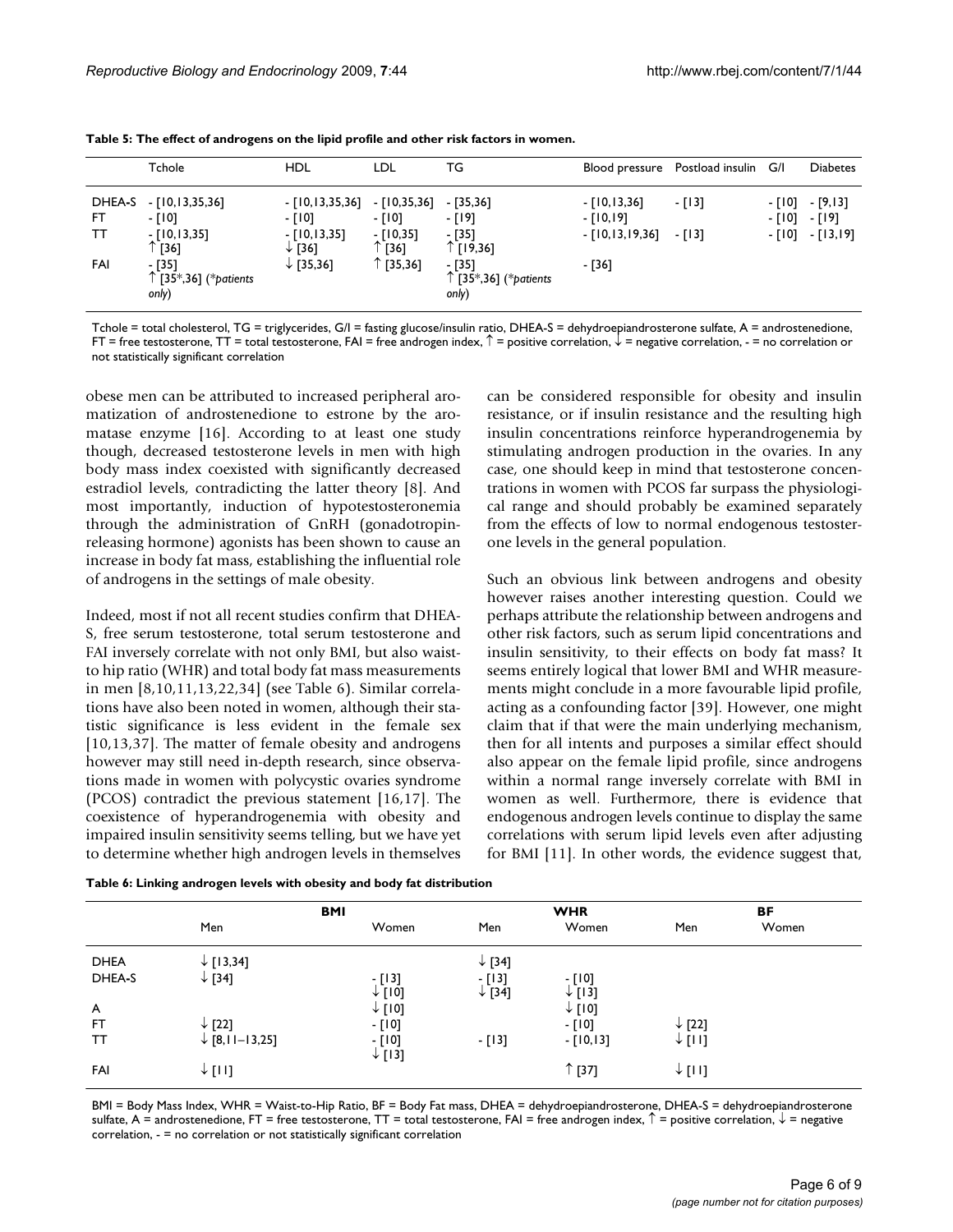**Table 5: The effect of androgens on the lipid profile and other risk factors in women.**

| | Tchole | HDL | LDL | TG | Blood pressure | Postload insulin | G/I | Diabetes |
|---|---|---|---|---|---|---|---|---|
| DHEA-S | - [10,13,35,36] | - [10,13,35,36] | - [10,35,36] | - [35,36] | - [10,13,36] | - [13] | - [10] | - [9,13] |
| FT | - [10] | - [10] | - [10] | - [19] | - [10,19] | | - [10] | - [19] |
| TT | - [10,13,35]<br>↑ [36] | - [10,13,35]<br>↓ [36] | - [10,35]<br>↑ [36] | - [35]<br>↑ [19,36] | - [10,13,19,36] | - [13] | - [10] | - [13,19] |
| FAI | - [35]<br>↑ [35*,36] (*patients only*) | ↓ [35,36] | ↑ [35,36] | - [35]<br>↑ [35*,36] (*patients only*) | - [36] | | | |

Tchole = total cholesterol, TG = triglycerides, G/I = fasting glucose/insulin ratio, DHEA-S = dehydroepiandrosterone sulfate, A = androstenedione, FT = free testosterone, TT = total testosterone, FAI = free androgen index, ↑ = positive correlation, ↓ = negative correlation, - = no correlation or not statistically significant correlation

obese men can be attributed to increased peripheral aromatization of androstenedione to estrone by the aromatase enzyme [16]. According to at least one study though, decreased testosterone levels in men with high body mass index coexisted with significantly decreased estradiol levels, contradicting the latter theory [8]. And most importantly, induction of hypotestosteronemia through the administration of GnRH (gonadotropin-releasing hormone) agonists has been shown to cause an increase in body fat mass, establishing the influential role of androgens in the settings of male obesity.

Indeed, most if not all recent studies confirm that DHEA-S, free serum testosterone, total serum testosterone and FAI inversely correlate with not only BMI, but also waist-to hip ratio (WHR) and total body fat mass measurements in men [8,10,11,13,22,34] (see Table 6). Similar correlations have also been noted in women, although their statistic significance is less evident in the female sex [10,13,37]. The matter of female obesity and androgens however may still need in-depth research, since observations made in women with polycystic ovaries syndrome (PCOS) contradict the previous statement [16,17]. The coexistence of hyperandrogenemia with obesity and impaired insulin sensitivity seems telling, but we have yet to determine whether high androgen levels in themselves can be considered responsible for obesity and insulin resistance, or if insulin resistance and the resulting high insulin concentrations reinforce hyperandrogenemia by stimulating androgen production in the ovaries. In any case, one should keep in mind that testosterone concentrations in women with PCOS far surpass the physiological range and should probably be examined separately from the effects of low to normal endogenous testosterone levels in the general population.

Such an obvious link between androgens and obesity however raises another interesting question. Could we perhaps attribute the relationship between androgens and other risk factors, such as serum lipid concentrations and insulin sensitivity, to their effects on body fat mass? It seems entirely logical that lower BMI and WHR measurements might conclude in a more favourable lipid profile, acting as a confounding factor [39]. However, one might claim that if that were the main underlying mechanism, then for all intents and purposes a similar effect should also appear on the female lipid profile, since androgens within a normal range inversely correlate with BMI in women as well. Furthermore, there is evidence that endogenous androgen levels continue to display the same correlations with serum lipid levels even after adjusting for BMI [11]. In other words, the evidence suggest that,

**Table 6: Linking androgen levels with obesity and body fat distribution**

| | BMI | | WHR | | BF | |
|---|---|---|---|---|---|---|
| | Men | Women | Men | Women | Men | Women |
| DHEA | ↓ [13,34] | | ↓ [34] | | | |
| DHEA-S | ↓ [34] | - [13]<br>↓ [10] | - [13]<br>↓ [34] | - [10]<br>↓ [13] | | |
| A | | ↓ [10] | | ↓ [10] | | |
| FT | ↓ [22] | - [10] | | - [10] | ↓ [22] | |
| TT | ↓ [8,11–13,25] | - [10]<br>↓ [13] | - [13] | - [10,13] | ↓ [11] | |
| FAI | ↓ [11] | | | ↑ [37] | ↓ [11] | |

BMI = Body Mass Index, WHR = Waist-to-Hip Ratio, BF = Body Fat mass, DHEA = dehydroepiandrosterone, DHEA-S = dehydroepiandrosterone sulfate, A = androstenedione, FT = free testosterone, TT = total testosterone, FAI = free androgen index, ↑ = positive correlation, ↓ = negative correlation, - = no correlation or not statistically significant correlation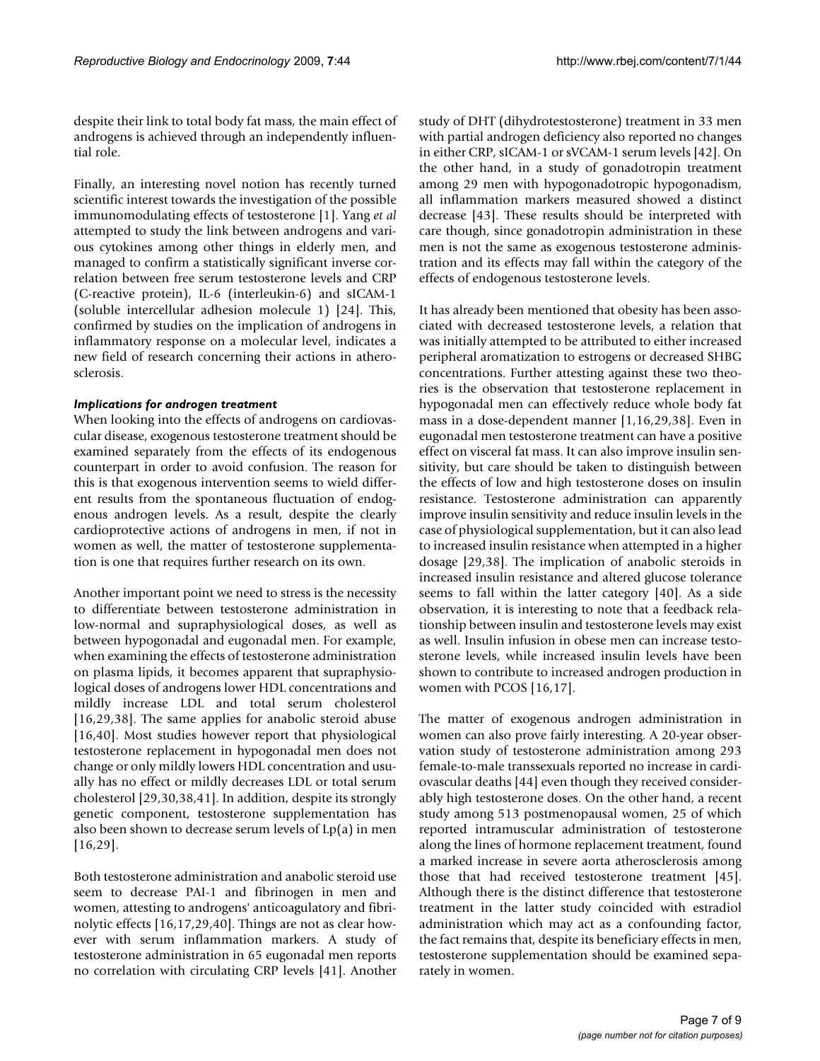despite their link to total body fat mass, the main effect of androgens is achieved through an independently influential role.

Finally, an interesting novel notion has recently turned scientific interest towards the investigation of the possible immunomodulating effects of testosterone [1]. Yang *et al* attempted to study the link between androgens and various cytokines among other things in elderly men, and managed to confirm a statistically significant inverse correlation between free serum testosterone levels and CRP (C-reactive protein), IL-6 (interleukin-6) and sICAM-1 (soluble intercellular adhesion molecule 1) [24]. This, confirmed by studies on the implication of androgens in inflammatory response on a molecular level, indicates a new field of research concerning their actions in atherosclerosis.

### *Implications for androgen treatment*

When looking into the effects of androgens on cardiovascular disease, exogenous testosterone treatment should be examined separately from the effects of its endogenous counterpart in order to avoid confusion. The reason for this is that exogenous intervention seems to wield different results from the spontaneous fluctuation of endogenous androgen levels. As a result, despite the clearly cardioprotective actions of androgens in men, if not in women as well, the matter of testosterone supplementation is one that requires further research on its own.

Another important point we need to stress is the necessity to differentiate between testosterone administration in low-normal and supraphysiological doses, as well as between hypogonadal and eugonadal men. For example, when examining the effects of testosterone administration on plasma lipids, it becomes apparent that supraphysiological doses of androgens lower HDL concentrations and mildly increase LDL and total serum cholesterol [16,29,38]. The same applies for anabolic steroid abuse [16,40]. Most studies however report that physiological testosterone replacement in hypogonadal men does not change or only mildly lowers HDL concentration and usually has no effect or mildly decreases LDL or total serum cholesterol [29,30,38,41]. In addition, despite its strongly genetic component, testosterone supplementation has also been shown to decrease serum levels of Lp(a) in men [16,29].

Both testosterone administration and anabolic steroid use seem to decrease PAI-1 and fibrinogen in men and women, attesting to androgens' anticoagulatory and fibrinolytic effects [16,17,29,40]. Things are not as clear however with serum inflammation markers. A study of testosterone administration in 65 eugonadal men reports no correlation with circulating CRP levels [41]. Another study of DHT (dihydrotestosterone) treatment in 33 men with partial androgen deficiency also reported no changes in either CRP, sICAM-1 or sVCAM-1 serum levels [42]. On the other hand, in a study of gonadotropin treatment among 29 men with hypogonadotropic hypogonadism, all inflammation markers measured showed a distinct decrease [43]. These results should be interpreted with care though, since gonadotropin administration in these men is not the same as exogenous testosterone administration and its effects may fall within the category of the effects of endogenous testosterone levels.

It has already been mentioned that obesity has been associated with decreased testosterone levels, a relation that was initially attempted to be attributed to either increased peripheral aromatization to estrogens or decreased SHBG concentrations. Further attesting against these two theories is the observation that testosterone replacement in hypogonadal men can effectively reduce whole body fat mass in a dose-dependent manner [1,16,29,38]. Even in eugonadal men testosterone treatment can have a positive effect on visceral fat mass. It can also improve insulin sensitivity, but care should be taken to distinguish between the effects of low and high testosterone doses on insulin resistance. Testosterone administration can apparently improve insulin sensitivity and reduce insulin levels in the case of physiological supplementation, but it can also lead to increased insulin resistance when attempted in a higher dosage [29,38]. The implication of anabolic steroids in increased insulin resistance and altered glucose tolerance seems to fall within the latter category [40]. As a side observation, it is interesting to note that a feedback relationship between insulin and testosterone levels may exist as well. Insulin infusion in obese men can increase testosterone levels, while increased insulin levels have been shown to contribute to increased androgen production in women with PCOS [16,17].

The matter of exogenous androgen administration in women can also prove fairly interesting. A 20-year observation study of testosterone administration among 293 female-to-male transsexuals reported no increase in cardiovascular deaths [44] even though they received considerably high testosterone doses. On the other hand, a recent study among 513 postmenopausal women, 25 of which reported intramuscular administration of testosterone along the lines of hormone replacement treatment, found a marked increase in severe aorta atherosclerosis among those that had received testosterone treatment [45]. Although there is the distinct difference that testosterone treatment in the latter study coincided with estradiol administration which may act as a confounding factor, the fact remains that, despite its beneficiary effects in men, testosterone supplementation should be examined separately in women.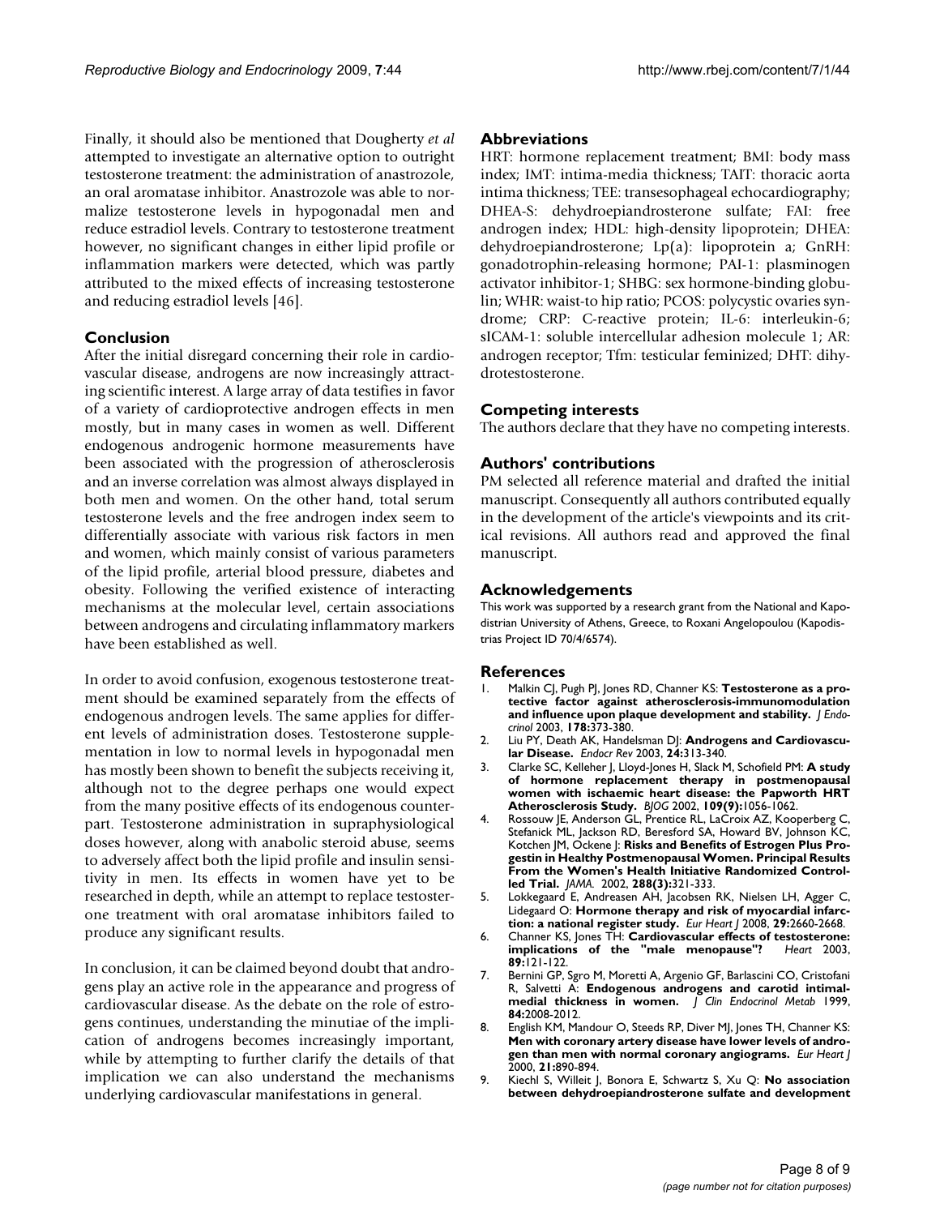Finally, it should also be mentioned that Dougherty *et al* attempted to investigate an alternative option to outright testosterone treatment: the administration of anastrozole, an oral aromatase inhibitor. Anastrozole was able to normalize testosterone levels in hypogonadal men and reduce estradiol levels. Contrary to testosterone treatment however, no significant changes in either lipid profile or inflammation markers were detected, which was partly attributed to the mixed effects of increasing testosterone and reducing estradiol levels [46].

## Conclusion

After the initial disregard concerning their role in cardiovascular disease, androgens are now increasingly attracting scientific interest. A large array of data testifies in favor of a variety of cardioprotective androgen effects in men mostly, but in many cases in women as well. Different endogenous androgenic hormone measurements have been associated with the progression of atherosclerosis and an inverse correlation was almost always displayed in both men and women. On the other hand, total serum testosterone levels and the free androgen index seem to differentially associate with various risk factors in men and women, which mainly consist of various parameters of the lipid profile, arterial blood pressure, diabetes and obesity. Following the verified existence of interacting mechanisms at the molecular level, certain associations between androgens and circulating inflammatory markers have been established as well.

In order to avoid confusion, exogenous testosterone treatment should be examined separately from the effects of endogenous androgen levels. The same applies for different levels of administration doses. Testosterone supplementation in low to normal levels in hypogonadal men has mostly been shown to benefit the subjects receiving it, although not to the degree perhaps one would expect from the many positive effects of its endogenous counterpart. Testosterone administration in supraphysiological doses however, along with anabolic steroid abuse, seems to adversely affect both the lipid profile and insulin sensitivity in men. Its effects in women have yet to be researched in depth, while an attempt to replace testosterone treatment with oral aromatase inhibitors failed to produce any significant results.

In conclusion, it can be claimed beyond doubt that androgens play an active role in the appearance and progress of cardiovascular disease. As the debate on the role of estrogens continues, understanding the minutiae of the implication of androgens becomes increasingly important, while by attempting to further clarify the details of that implication we can also understand the mechanisms underlying cardiovascular manifestations in general.

## Abbreviations

HRT: hormone replacement treatment; BMI: body mass index; IMT: intima-media thickness; TAIT: thoracic aorta intima thickness; TEE: transesophageal echocardiography; DHEA-S: dehydroepiandrosterone sulfate; FAI: free androgen index; HDL: high-density lipoprotein; DHEA: dehydroepiandrosterone; Lp(a): lipoprotein a; GnRH: gonadotrophin-releasing hormone; PAI-1: plasminogen activator inhibitor-1; SHBG: sex hormone-binding globulin; WHR: waist-to hip ratio; PCOS: polycystic ovaries syndrome; CRP: C-reactive protein; IL-6: interleukin-6; sICAM-1: soluble intercellular adhesion molecule 1; AR: androgen receptor; Tfm: testicular feminized; DHT: dihydrotestosterone.

## Competing interests

The authors declare that they have no competing interests.

## Authors' contributions

PM selected all reference material and drafted the initial manuscript. Consequently all authors contributed equally in the development of the article's viewpoints and its critical revisions. All authors read and approved the final manuscript.

## Acknowledgements

This work was supported by a research grant from the National and Kapodistrian University of Athens, Greece, to Roxani Angelopoulou (Kapodistrias Project ID 70/4/6574).

## References

1. Malkin CJ, Pugh PJ, Jones RD, Channer KS: **Testosterone as a protective factor against atherosclerosis-immunomodulation and influence upon plaque development and stability.** *J Endocrinol* 2003, **178:**373-380.
2. Liu PY, Death AK, Handelsman DJ: **Androgens and Cardiovascular Disease.** *Endocr Rev* 2003, **24:**313-340.
3. Clarke SC, Kelleher J, Lloyd-Jones H, Slack M, Schofield PM: **A study of hormone replacement therapy in postmenopausal women with ischaemic heart disease: the Papworth HRT Atherosclerosis Study.** *BJOG* 2002, **109(9):**1056-1062.
4. Rossouw JE, Anderson GL, Prentice RL, LaCroix AZ, Kooperberg C, Stefanick ML, Jackson RD, Beresford SA, Howard BV, Johnson KC, Kotchen JM, Ockene J: **Risks and Benefits of Estrogen Plus Progestin in Healthy Postmenopausal Women. Principal Results From the Women's Health Initiative Randomized Controlled Trial.** *JAMA.* 2002, **288(3):**321-333.
5. Lokkegaard E, Andreasen AH, Jacobsen RK, Nielsen LH, Agger C, Lidegaard O: **Hormone therapy and risk of myocardial infarction: a national register study.** *Eur Heart J* 2008, **29:**2660-2668.
6. Channer KS, Jones TH: **Cardiovascular effects of testosterone: implications of the "male menopause"?** *Heart* 2003, **89:**121-122.
7. Bernini GP, Sgro M, Moretti A, Argenio GF, Barlascini CO, Cristofani R, Salvetti A: **Endogenous androgens and carotid intimal-medial thickness in women.** *J Clin Endocrinol Metab* 1999, **84:**2008-2012.
8. English KM, Mandour O, Steeds RP, Diver MJ, Jones TH, Channer KS: **Men with coronary artery disease have lower levels of androgen than men with normal coronary angiograms.** *Eur Heart J* 2000, **21:**890-894.
9. Kiechl S, Willeit J, Bonora E, Schwartz S, Xu Q: **No association between dehydroepiandrosterone sulfate and development**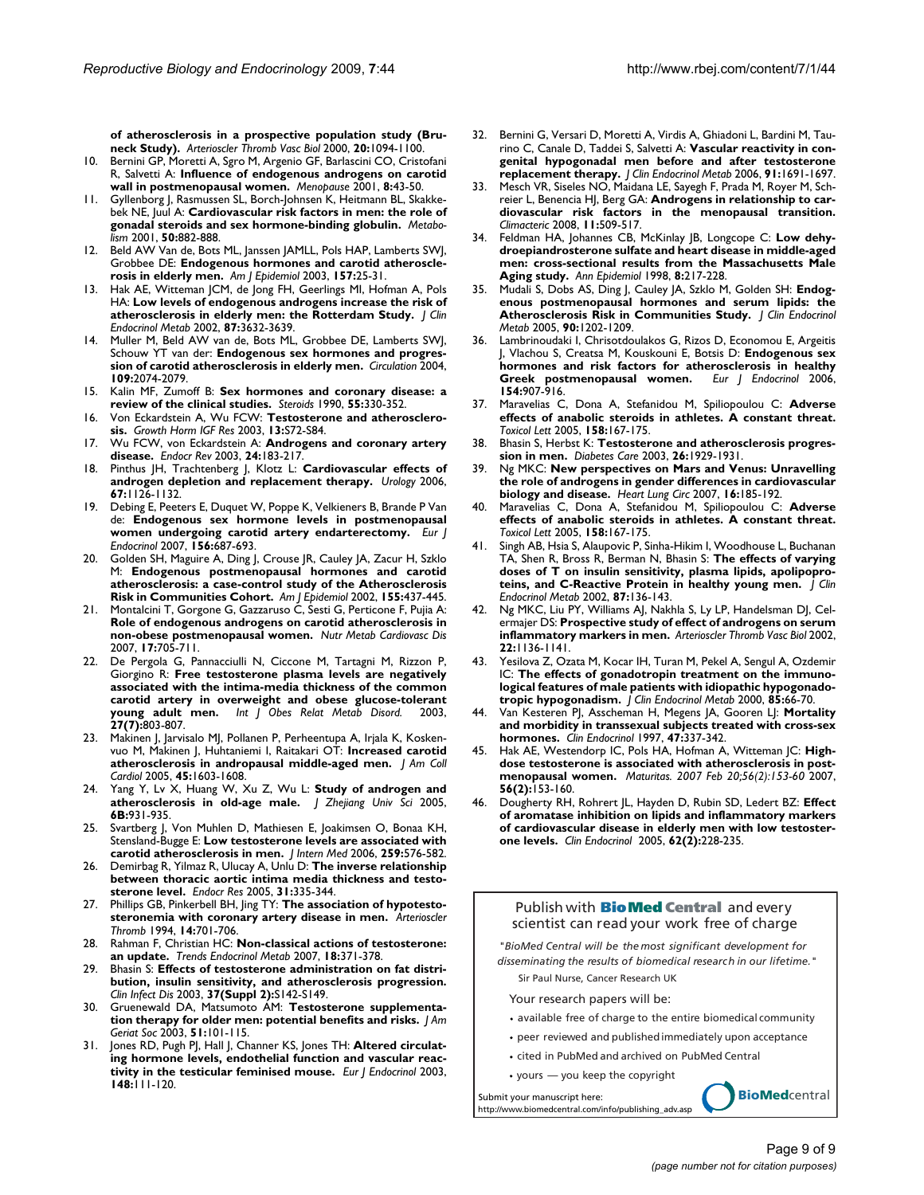**of atherosclerosis in a prospective population study (Bruneck Study).** *Arterioscler Thromb Vasc Biol* 2000, **20:**1094-1100.

10. Bernini GP, Moretti A, Sgro M, Argenio GF, Barlascini CO, Cristofani R, Salvetti A: **Influence of endogenous androgens on carotid wall in postmenopausal women.** *Menopause* 2001, **8:**43-50.
11. Gyllenborg J, Rasmussen SL, Borch-Johnsen K, Heitmann BL, Skakkebek NE, Juul A: **Cardiovascular risk factors in men: the role of gonadal steroids and sex hormone-binding globulin.** *Metabolism* 2001, **50:**882-888.
12. Beld AW Van de, Bots ML, Janssen JAMLL, Pols HAP, Lamberts SWJ, Grobbee DE: **Endogenous hormones and carotid atherosclerosis in elderly men.** *Am J Epidemiol* 2003, **157:**25-31.
13. Hak AE, Witteman JCM, de Jong FH, Geerlings MI, Hofman A, Pols HA: **Low levels of endogenous androgens increase the risk of atherosclerosis in elderly men: the Rotterdam Study.** *J Clin Endocrinol Metab* 2002, **87:**3632-3639.
14. Muller M, Beld AW van de, Bots ML, Grobbee DE, Lamberts SWJ, Schouw YT van der: **Endogenous sex hormones and progression of carotid atherosclerosis in elderly men.** *Circulation* 2004, **109:**2074-2079.
15. Kalin MF, Zumoff B: **Sex hormones and coronary disease: a review of the clinical studies.** *Steroids* 1990, **55:**330-352.
16. Von Eckardstein A, Wu FCW: **Testosterone and atherosclerosis.** *Growth Horm IGF Res* 2003, **13:**S72-S84.
17. Wu FCW, von Eckardstein A: **Androgens and coronary artery disease.** *Endocr Rev* 2003, **24:**183-217.
18. Pinthus JH, Trachtenberg J, Klotz L: **Cardiovascular effects of androgen depletion and replacement therapy.** *Urology* 2006, **67:**1126-1132.
19. Debing E, Peeters E, Duquet W, Poppe K, Velkieners B, Brande P Van de: **Endogenous sex hormone levels in postmenopausal women undergoing carotid artery endarterectomy.** *Eur J Endocrinol* 2007, **156:**687-693.
20. Golden SH, Maguire A, Ding J, Crouse JR, Cauley JA, Zacur H, Szklo M: **Endogenous postmenopausal hormones and carotid atherosclerosis: a case-control study of the Atherosclerosis Risk in Communities Cohort.** *Am J Epidemiol* 2002, **155:**437-445.
21. Montalcini T, Gorgone G, Gazzaruso C, Sesti G, Perticone F, Pujia A: **Role of endogenous androgens on carotid atherosclerosis in non-obese postmenopausal women.** *Nutr Metab Cardiovasc Dis* 2007, **17:**705-711.
22. De Pergola G, Pannacciulli N, Ciccone M, Tartagni M, Rizzon P, Giorgino R: **Free testosterone plasma levels are negatively associated with the intima-media thickness of the common carotid artery in overweight and obese glucose-tolerant young adult men.** *Int J Obes Relat Metab Disord.* 2003, **27(7):**803-807.
23. Makinen J, Jarvisalo MJ, Pollanen P, Perheentupa A, Irjala K, Koskenvuo M, Makinen J, Huhtaniemi I, Raitakari OT: **Increased carotid atherosclerosis in andropausal middle-aged men.** *J Am Coll Cardiol* 2005, **45:**1603-1608.
24. Yang Y, Lv X, Huang W, Xu Z, Wu L: **Study of androgen and atherosclerosis in old-age male.** *J Zhejiang Univ Sci* 2005, **6B:**931-935.
25. Svartberg J, Von Muhlen D, Mathiesen E, Joakimsen O, Bonaa KH, Stensland-Bugge E: **Low testosterone levels are associated with carotid atherosclerosis in men.** *J Intern Med* 2006, **259:**576-582.
26. Demirbag R, Yilmaz R, Ulucay A, Unlu D: **The inverse relationship between thoracic aortic intima media thickness and testosterone level.** *Endocr Res* 2005, **31:**335-344.
27. Phillips GB, Pinkerbell BH, Jing TY: **The association of hypotestosteronemia with coronary artery disease in men.** *Arterioscler Thromb* 1994, **14:**701-706.
28. Rahman F, Christian HC: **Non-classical actions of testosterone: an update.** *Trends Endocrinol Metab* 2007, **18:**371-378.
29. Bhasin S: **Effects of testosterone administration on fat distribution, insulin sensitivity, and atherosclerosis progression.** *Clin Infect Dis* 2003, **37(Suppl 2):**S142-S149.
30. Gruenewald DA, Matsumoto AM: **Testosterone supplementation therapy for older men: potential benefits and risks.** *J Am Geriat Soc* 2003, **51:**101-115.
31. Jones RD, Pugh PJ, Hall J, Channer KS, Jones TH: **Altered circulating hormone levels, endothelial function and vascular reactivity in the testicular feminised mouse.** *Eur J Endocrinol* 2003, **148:**111-120.
32. Bernini G, Versari D, Moretti A, Virdis A, Ghiadoni L, Bardini M, Taurino C, Canale D, Taddei S, Salvetti A: **Vascular reactivity in congenital hypogonadal men before and after testosterone replacement therapy.** *J Clin Endocrinol Metab* 2006, **91:**1691-1697.
33. Mesch VR, Siseles NO, Maidana LE, Sayegh F, Prada M, Royer M, Schreier L, Benencia HJ, Berg GA: **Androgens in relationship to cardiovascular risk factors in the menopausal transition.** *Climacteric* 2008, **11:**509-517.
34. Feldman HA, Johannes CB, McKinlay JB, Longcope C: **Low dehydroepiandrosterone sulfate and heart disease in middle-aged men: cross-sectional results from the Massachusetts Male Aging study.** *Ann Epidemiol* 1998, **8:**217-228.
35. Mudali S, Dobs AS, Ding J, Cauley JA, Szklo M, Golden SH: **Endogenous postmenopausal hormones and serum lipids: the Atherosclerosis Risk in Communities Study.** *J Clin Endocrinol Metab* 2005, **90:**1202-1209.
36. Lambrinoudaki I, Chrisotdoulakos G, Rizos D, Economou E, Argeitis J, Vlachou S, Creatsa M, Kouskouni E, Botsis D: **Endogenous sex hormones and risk factors for atherosclerosis in healthy Greek postmenopausal women.** *Eur J Endocrinol* 2006, **154:**907-916.
37. Maravelias C, Dona A, Stefanidou M, Spiliopoulou C: **Adverse effects of anabolic steroids in athletes. A constant threat.** *Toxicol Lett* 2005, **158:**167-175.
38. Bhasin S, Herbst K: **Testosterone and atherosclerosis progression in men.** *Diabetes Care* 2003, **26:**1929-1931.
39. Ng MKC: **New perspectives on Mars and Venus: Unravelling the role of androgens in gender differences in cardiovascular biology and disease.** *Heart Lung Circ* 2007, **16:**185-192.
40. Maravelias C, Dona A, Stefanidou M, Spiliopoulou C: **Adverse effects of anabolic steroids in athletes. A constant threat.** *Toxicol Lett* 2005, **158:**167-175.
41. Singh AB, Hsia S, Alaupovic P, Sinha-Hikim I, Woodhouse L, Buchanan TA, Shen R, Bross R, Berman N, Bhasin S: **The effects of varying doses of T on insulin sensitivity, plasma lipids, apolipoproteins, and C-Reactive Protein in healthy young men.** *J Clin Endocrinol Metab* 2002, **87:**136-143.
42. Ng MKC, Liu PY, Williams AJ, Nakhla S, Ly LP, Handelsman DJ, Celermajer DS: **Prospective study of effect of androgens on serum inflammatory markers in men.** *Arterioscler Thromb Vasc Biol* 2002, **22:**1136-1141.
43. Yesilova Z, Ozata M, Kocar IH, Turan M, Pekel A, Sengul A, Ozdemir IC: **The effects of gonadotropin treatment on the immunological features of male patients with idiopathic hypogonadotropic hypogonadism.** *J Clin Endocrinol Metab* 2000, **85:**66-70.
44. Van Kesteren PJ, Asscheman H, Megens JA, Gooren LJ: **Mortality and morbidity in transsexual subjects treated with cross-sex hormones.** *Clin Endocrinol* 1997, **47:**337-342.
45. Hak AE, Westendorp IC, Pols HA, Hofman A, Witteman JC: **High-dose testosterone is associated with atherosclerosis in postmenopausal women.** *Maturitas. 2007 Feb 20;56(2):153-60* 2007, **56(2):**153-160.
46. Dougherty RH, Rohrert JL, Hayden D, Rubin SD, Ledert BZ: **Effect of aromatase inhibition on lipids and inflammatory markers of cardiovascular disease in elderly men with low testosterone levels.** *Clin Endocrinol* 2005, **62(2):**228-235.

Publish with **BioMed Central** and every scientist can read your work free of charge

*"BioMed Central will be the most significant development for disseminating the results of biomedical research in our lifetime."*
Sir Paul Nurse, Cancer Research UK

Your research papers will be:

- available free of charge to the entire biomedical community
- peer reviewed and published immediately upon acceptance
- cited in PubMed and archived on PubMed Central
- yours — you keep the copyright

Submit your manuscript here:
http://www.biomedcentral.com/info/publishing_adv.asp

**BioMed**central